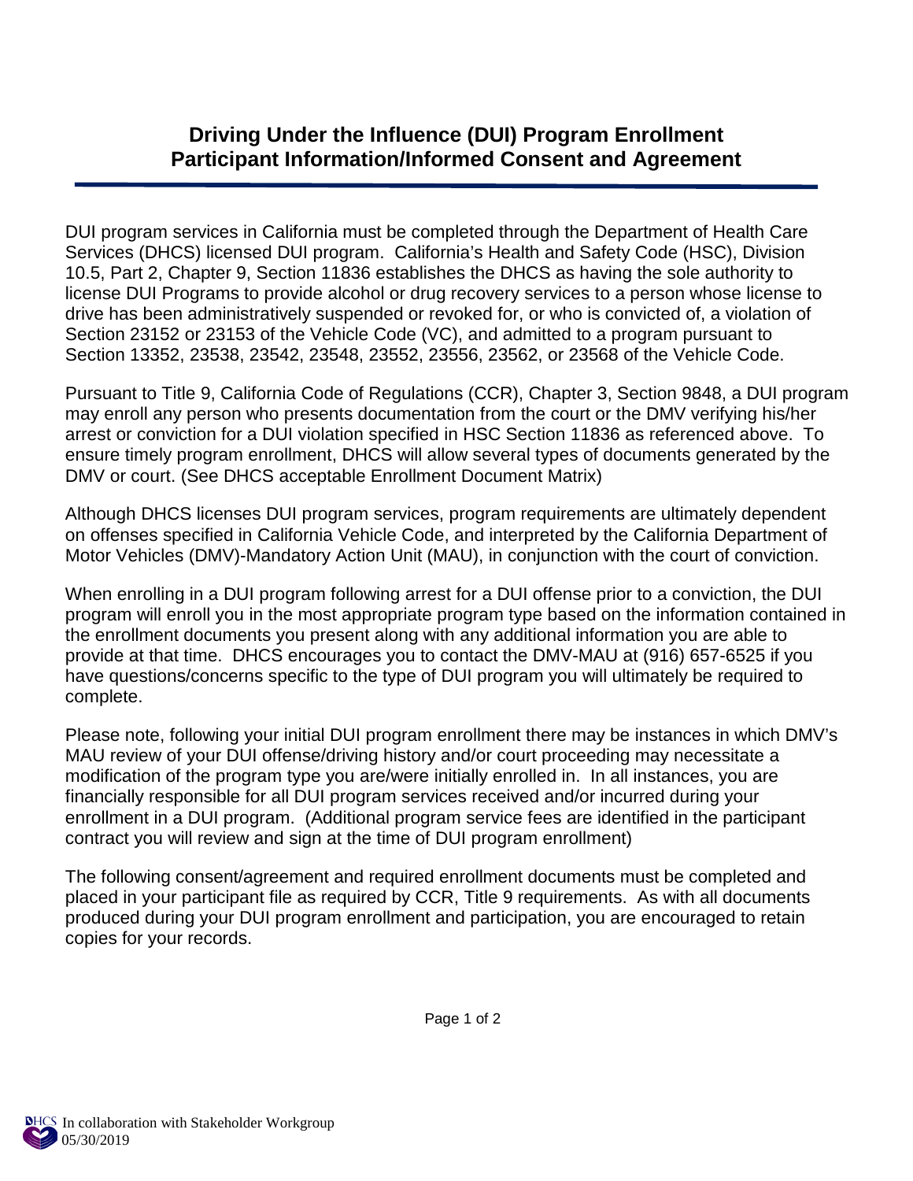# Driving Under the Influence (DUI) Program Enrollment
# Participant Information/Informed Consent and Agreement

DUI program services in California must be completed through the Department of Health Care Services (DHCS) licensed DUI program. California's Health and Safety Code (HSC), Division 10.5, Part 2, Chapter 9, Section 11836 establishes the DHCS as having the sole authority to license DUI Programs to provide alcohol or drug recovery services to a person whose license to drive has been administratively suspended or revoked for, or who is convicted of, a violation of Section 23152 or 23153 of the Vehicle Code (VC), and admitted to a program pursuant to Section 13352, 23538, 23542, 23548, 23552, 23556, 23562, or 23568 of the Vehicle Code.

Pursuant to Title 9, California Code of Regulations (CCR), Chapter 3, Section 9848, a DUI program may enroll any person who presents documentation from the court or the DMV verifying his/her arrest or conviction for a DUI violation specified in HSC Section 11836 as referenced above. To ensure timely program enrollment, DHCS will allow several types of documents generated by the DMV or court. (See DHCS acceptable Enrollment Document Matrix)

Although DHCS licenses DUI program services, program requirements are ultimately dependent on offenses specified in California Vehicle Code, and interpreted by the California Department of Motor Vehicles (DMV)-Mandatory Action Unit (MAU), in conjunction with the court of conviction.

When enrolling in a DUI program following arrest for a DUI offense prior to a conviction, the DUI program will enroll you in the most appropriate program type based on the information contained in the enrollment documents you present along with any additional information you are able to provide at that time. DHCS encourages you to contact the DMV-MAU at (916) 657-6525 if you have questions/concerns specific to the type of DUI program you will ultimately be required to complete.

Please note, following your initial DUI program enrollment there may be instances in which DMV's MAU review of your DUI offense/driving history and/or court proceeding may necessitate a modification of the program type you are/were initially enrolled in. In all instances, you are financially responsible for all DUI program services received and/or incurred during your enrollment in a DUI program. (Additional program service fees are identified in the participant contract you will review and sign at the time of DUI program enrollment)

The following consent/agreement and required enrollment documents must be completed and placed in your participant file as required by CCR, Title 9 requirements. As with all documents produced during your DUI program enrollment and participation, you are encouraged to retain copies for your records.

DHCS In collaboration with Stakeholder Workgroup
05/30/2019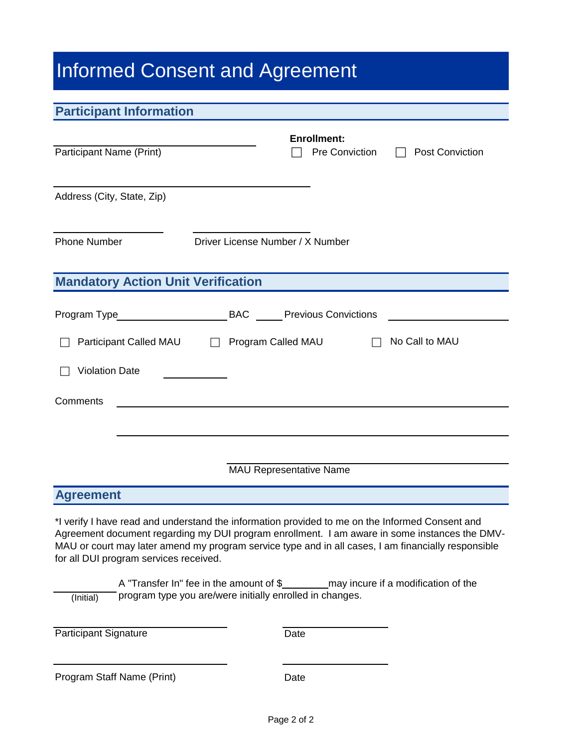# Informed Consent and Agreement

## Participant Information

\_\_\_\_\_\_\_\_\_\_\_\_\_\_\_\_\_\_\_\_\_\_\_\_\_\_\_\_\_\_
Participant Name (Print)

**Enrollment:**
☐ Pre Conviction ☐ Post Conviction

\_\_\_\_\_\_\_\_\_\_\_\_\_\_\_\_\_\_\_\_\_\_\_\_\_\_\_\_\_\_\_\_\_\_\_\_
Address (City, State, Zip)

\_\_\_\_\_\_\_\_\_\_\_\_\_\_\_\_ \_\_\_\_\_\_\_\_\_\_\_\_\_\_\_\_\_\_
Phone Number Driver License Number / X Number

## Mandatory Action Unit Verification

Program Type\_\_\_\_\_\_\_\_\_\_\_\_\_\_\_\_ BAC \_\_\_\_ Previous Convictions \_\_\_\_\_\_\_\_\_\_\_\_\_\_\_\_

☐ Participant Called MAU ☐ Program Called MAU ☐ No Call to MAU

☐ Violation Date \_\_\_\_\_\_\_\_\_\_

Comments \_\_\_\_\_\_\_\_\_\_\_\_\_\_\_\_\_\_\_\_\_\_\_\_\_\_\_\_\_\_\_\_\_\_\_\_\_\_\_\_\_\_\_\_\_\_\_\_\_\_\_\_\_\_\_\_\_\_

\_\_\_\_\_\_\_\_\_\_\_\_\_\_\_\_\_\_\_\_\_\_\_\_\_\_\_\_\_\_\_\_\_\_\_\_\_\_\_\_\_\_\_\_\_\_\_\_\_\_\_\_\_\_\_\_\_\_

\_\_\_\_\_\_\_\_\_\_\_\_\_\_\_\_\_\_\_\_\_\_\_\_\_\_\_\_\_\_\_\_\_\_\_
MAU Representative Name

## Agreement

*I verify I have read and understand the information provided to me on the Informed Consent and Agreement document regarding my DUI program enrollment. I am aware in some instances the DMV-MAU or court may later amend my program service type and in all cases, I am financially responsible for all DUI program services received.

\_\_\_\_\_\_\_\_\_\_ A "Transfer In" fee in the amount of $\_\_\_\_\_\_\_\_ may incure if a modification of the program type you are/were initially enrolled in changes.
(Initial)

\_\_\_\_\_\_\_\_\_\_\_\_\_\_\_\_\_\_\_\_\_\_\_\_\_\_ \_\_\_\_\_\_\_\_\_\_\_\_\_\_\_\_
Participant Signature Date

\_\_\_\_\_\_\_\_\_\_\_\_\_\_\_\_\_\_\_\_\_\_\_\_\_\_ \_\_\_\_\_\_\_\_\_\_\_\_\_\_\_\_
Program Staff Name (Print) Date